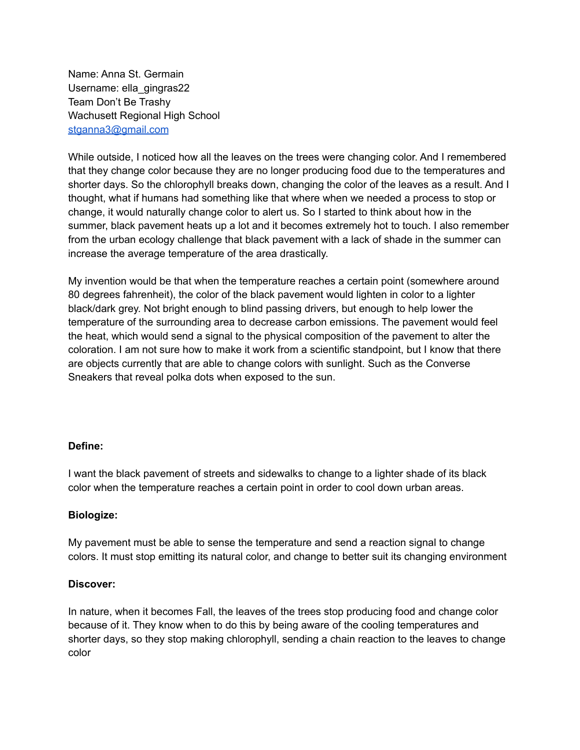Name: Anna St. Germain
Username: ella_gingras22
Team Don't Be Trashy
Wachusett Regional High School
stganna3@gmail.com

While outside, I noticed how all the leaves on the trees were changing color. And I remembered that they change color because they are no longer producing food due to the temperatures and shorter days. So the chlorophyll breaks down, changing the color of the leaves as a result. And I thought, what if humans had something like that where when we needed a process to stop or change, it would naturally change color to alert us. So I started to think about how in the summer, black pavement heats up a lot and it becomes extremely hot to touch. I also remember from the urban ecology challenge that black pavement with a lack of shade in the summer can increase the average temperature of the area drastically.

My invention would be that when the temperature reaches a certain point (somewhere around 80 degrees fahrenheit), the color of the black pavement would lighten in color to a lighter black/dark grey. Not bright enough to blind passing drivers, but enough to help lower the temperature of the surrounding area to decrease carbon emissions. The pavement would feel the heat, which would send a signal to the physical composition of the pavement to alter the coloration. I am not sure how to make it work from a scientific standpoint, but I know that there are objects currently that are able to change colors with sunlight. Such as the Converse Sneakers that reveal polka dots when exposed to the sun.

**Define:**

I want the black pavement of streets and sidewalks to change to a lighter shade of its black color when the temperature reaches a certain point in order to cool down urban areas.

**Biologize:**

My pavement must be able to sense the temperature and send a reaction signal to change colors. It must stop emitting its natural color, and change to better suit its changing environment

**Discover:**

In nature, when it becomes Fall, the leaves of the trees stop producing food and change color because of it. They know when to do this by being aware of the cooling temperatures and shorter days, so they stop making chlorophyll, sending a chain reaction to the leaves to change color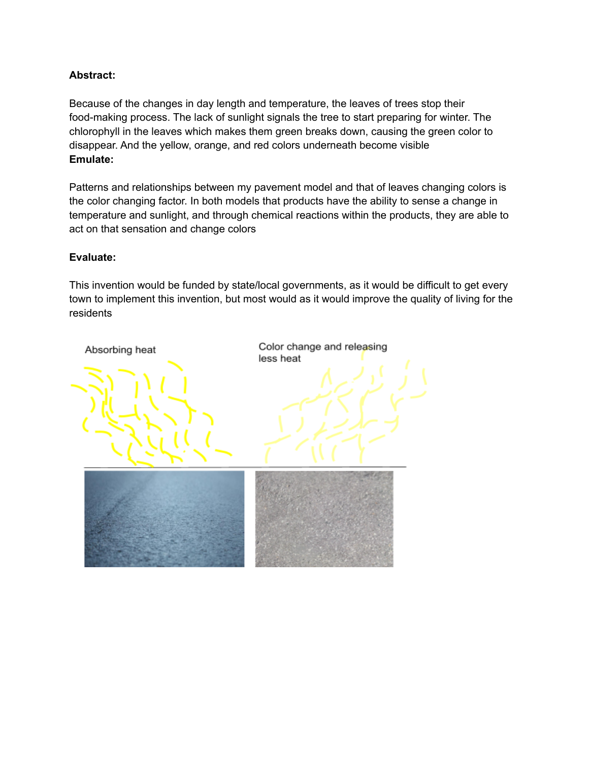**Abstract:**

Because of the changes in day length and temperature, the leaves of trees stop their food-making process. The lack of sunlight signals the tree to start preparing for winter. The chlorophyll in the leaves which makes them green breaks down, causing the green color to disappear. And the yellow, orange, and red colors underneath become visible

**Emulate:**

Patterns and relationships between my pavement model and that of leaves changing colors is the color changing factor. In both models that products have the ability to sense a change in temperature and sunlight, and through chemical reactions within the products, they are able to act on that sensation and change colors

**Evaluate:**

This invention would be funded by state/local governments, as it would be difficult to get every town to implement this invention, but most would as it would improve the quality of living for the residents

Absorbing heat

Color change and releasing less heat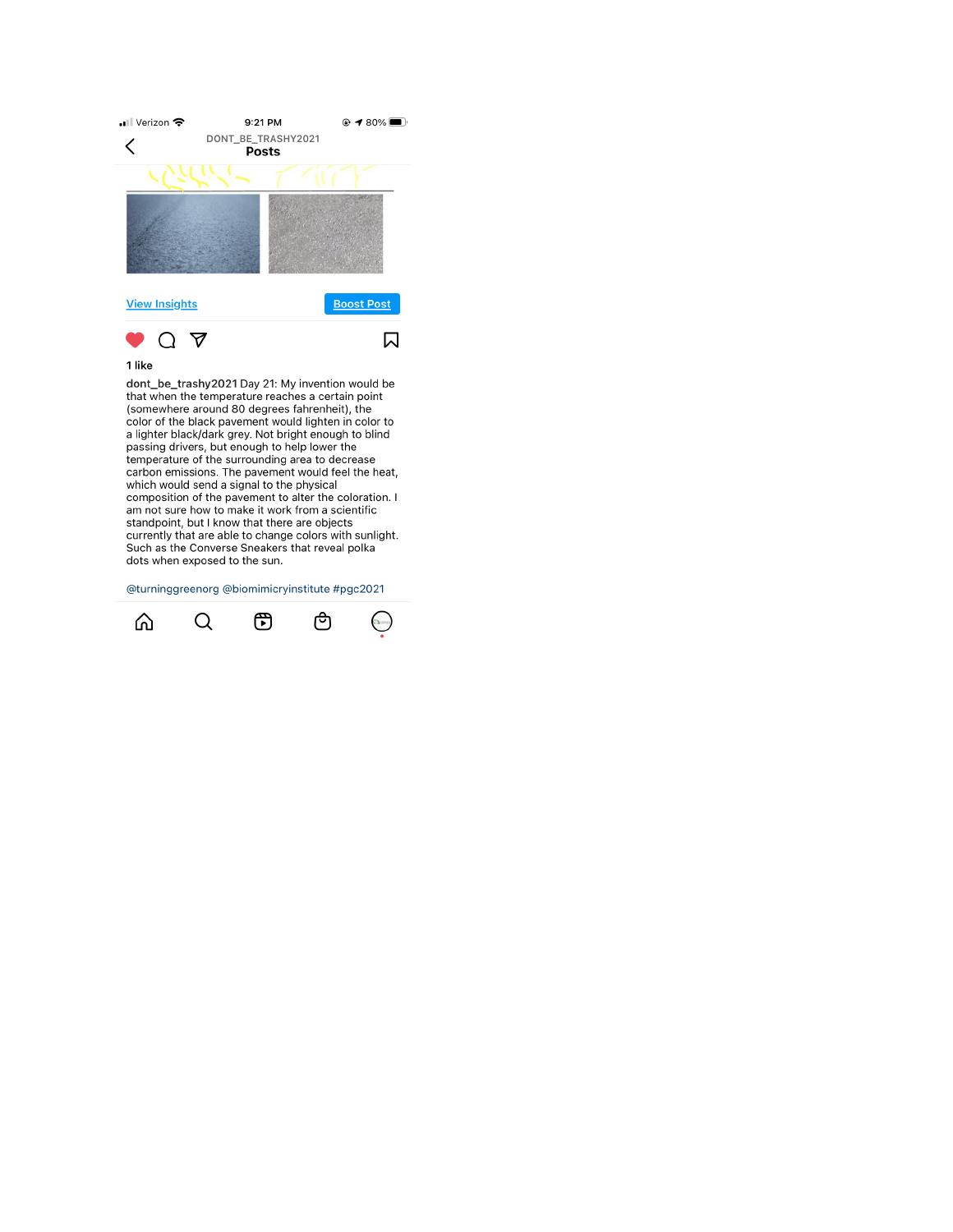DONT_BE_TRASHY2021
Posts

View Insights

Boost Post

1 like

dont_be_trashy2021 Day 21: My invention would be that when the temperature reaches a certain point (somewhere around 80 degrees fahrenheit), the color of the black pavement would lighten in color to a lighter black/dark grey. Not bright enough to blind passing drivers, but enough to help lower the temperature of the surrounding area to decrease carbon emissions. The pavement would feel the heat, which would send a signal to the physical composition of the pavement to alter the coloration. I am not sure how to make it work from a scientific standpoint, but I know that there are objects currently that are able to change colors with sunlight. Such as the Converse Sneakers that reveal polka dots when exposed to the sun.

@turninggreenorg @biomimicryinstitute #pgc2021